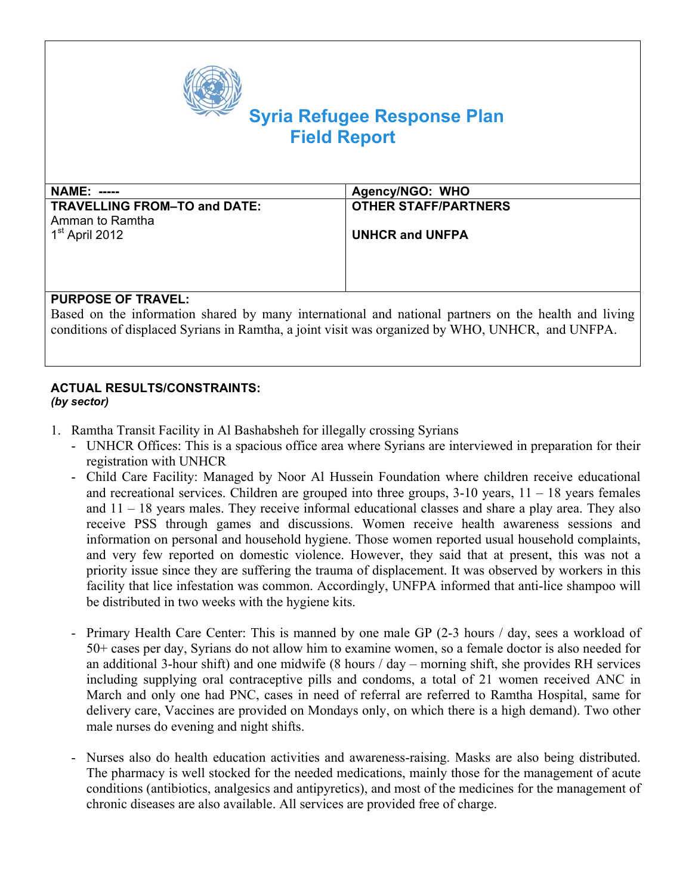# Syria Refugee Response Plan
# Field Report

| NAME: ----- | Agency/NGO: WHO |
| --- | --- |
| **TRAVELLING FROM–TO and DATE:** Amman to Ramtha 1st April 2012 | **OTHER STAFF/PARTNERS** **UNHCR and UNFPA** |

**PURPOSE OF TRAVEL:**
Based on the information shared by many international and national partners on the health and living conditions of displaced Syrians in Ramtha, a joint visit was organized by WHO, UNHCR, and UNFPA.

**ACTUAL RESULTS/CONSTRAINTS:**
***(by sector)***

1. Ramtha Transit Facility in Al Bashabsheh for illegally crossing Syrians
   - UNHCR Offices: This is a spacious office area where Syrians are interviewed in preparation for their registration with UNHCR
   - Child Care Facility: Managed by Noor Al Hussein Foundation where children receive educational and recreational services. Children are grouped into three groups, 3-10 years, 11 – 18 years females and 11 – 18 years males. They receive informal educational classes and share a play area. They also receive PSS through games and discussions. Women receive health awareness sessions and information on personal and household hygiene. Those women reported usual household complaints, and very few reported on domestic violence. However, they said that at present, this was not a priority issue since they are suffering the trauma of displacement. It was observed by workers in this facility that lice infestation was common. Accordingly, UNFPA informed that anti-lice shampoo will be distributed in two weeks with the hygiene kits.
   - Primary Health Care Center: This is manned by one male GP (2-3 hours / day, sees a workload of 50+ cases per day, Syrians do not allow him to examine women, so a female doctor is also needed for an additional 3-hour shift) and one midwife (8 hours / day – morning shift, she provides RH services including supplying oral contraceptive pills and condoms, a total of 21 women received ANC in March and only one had PNC, cases in need of referral are referred to Ramtha Hospital, same for delivery care, Vaccines are provided on Mondays only, on which there is a high demand). Two other male nurses do evening and night shifts.
   - Nurses also do health education activities and awareness-raising. Masks are also being distributed. The pharmacy is well stocked for the needed medications, mainly those for the management of acute conditions (antibiotics, analgesics and antipyretics), and most of the medicines for the management of chronic diseases are also available. All services are provided free of charge.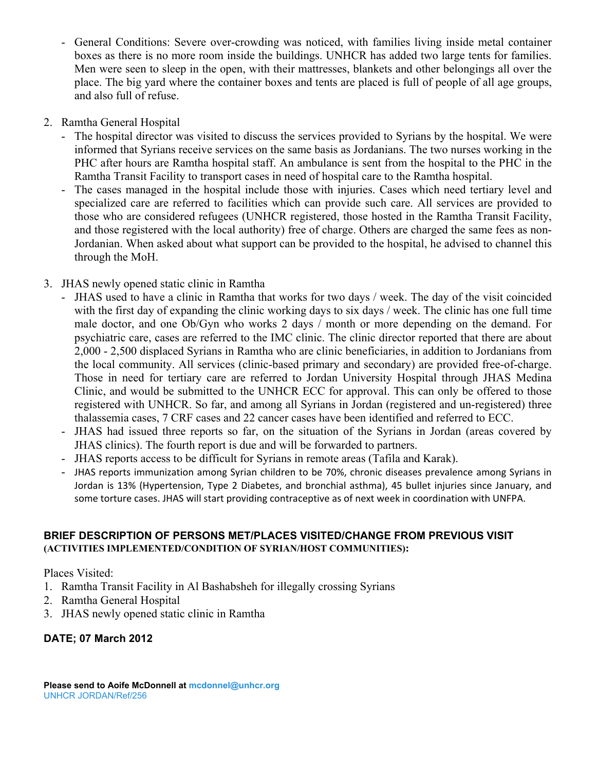- General Conditions: Severe over-crowding was noticed, with families living inside metal container boxes as there is no more room inside the buildings. UNHCR has added two large tents for families. Men were seen to sleep in the open, with their mattresses, blankets and other belongings all over the place. The big yard where the container boxes and tents are placed is full of people of all age groups, and also full of refuse.

2. Ramtha General Hospital
   - The hospital director was visited to discuss the services provided to Syrians by the hospital. We were informed that Syrians receive services on the same basis as Jordanians. The two nurses working in the PHC after hours are Ramtha hospital staff. An ambulance is sent from the hospital to the PHC in the Ramtha Transit Facility to transport cases in need of hospital care to the Ramtha hospital.
   - The cases managed in the hospital include those with injuries. Cases which need tertiary level and specialized care are referred to facilities which can provide such care. All services are provided to those who are considered refugees (UNHCR registered, those hosted in the Ramtha Transit Facility, and those registered with the local authority) free of charge. Others are charged the same fees as non-Jordanian. When asked about what support can be provided to the hospital, he advised to channel this through the MoH.

3. JHAS newly opened static clinic in Ramtha
   - JHAS used to have a clinic in Ramtha that works for two days / week. The day of the visit coincided with the first day of expanding the clinic working days to six days / week. The clinic has one full time male doctor, and one Ob/Gyn who works 2 days / month or more depending on the demand. For psychiatric care, cases are referred to the IMC clinic. The clinic director reported that there are about 2,000 - 2,500 displaced Syrians in Ramtha who are clinic beneficiaries, in addition to Jordanians from the local community. All services (clinic-based primary and secondary) are provided free-of-charge. Those in need for tertiary care are referred to Jordan University Hospital through JHAS Medina Clinic, and would be submitted to the UNHCR ECC for approval. This can only be offered to those registered with UNHCR. So far, and among all Syrians in Jordan (registered and un-registered) three thalassemia cases, 7 CRF cases and 22 cancer cases have been identified and referred to ECC.
   - JHAS had issued three reports so far, on the situation of the Syrians in Jordan (areas covered by JHAS clinics). The fourth report is due and will be forwarded to partners.
   - JHAS reports access to be difficult for Syrians in remote areas (Tafila and Karak).
   - JHAS reports immunization among Syrian children to be 70%, chronic diseases prevalence among Syrians in Jordan is 13% (Hypertension, Type 2 Diabetes, and bronchial asthma), 45 bullet injuries since January, and some torture cases. JHAS will start providing contraceptive as of next week in coordination with UNFPA.

**BRIEF DESCRIPTION OF PERSONS MET/PLACES VISITED/CHANGE FROM PREVIOUS VISIT (ACTIVITIES IMPLEMENTED/CONDITION OF SYRIAN/HOST COMMUNITIES):**

Places Visited:

1. Ramtha Transit Facility in Al Bashabsheh for illegally crossing Syrians
2. Ramtha General Hospital
3. JHAS newly opened static clinic in Ramtha

**DATE; 07 March 2012**

**Please send to Aoife McDonnell at** mcdonnel@unhcr.org
UNHCR JORDAN/Ref/256